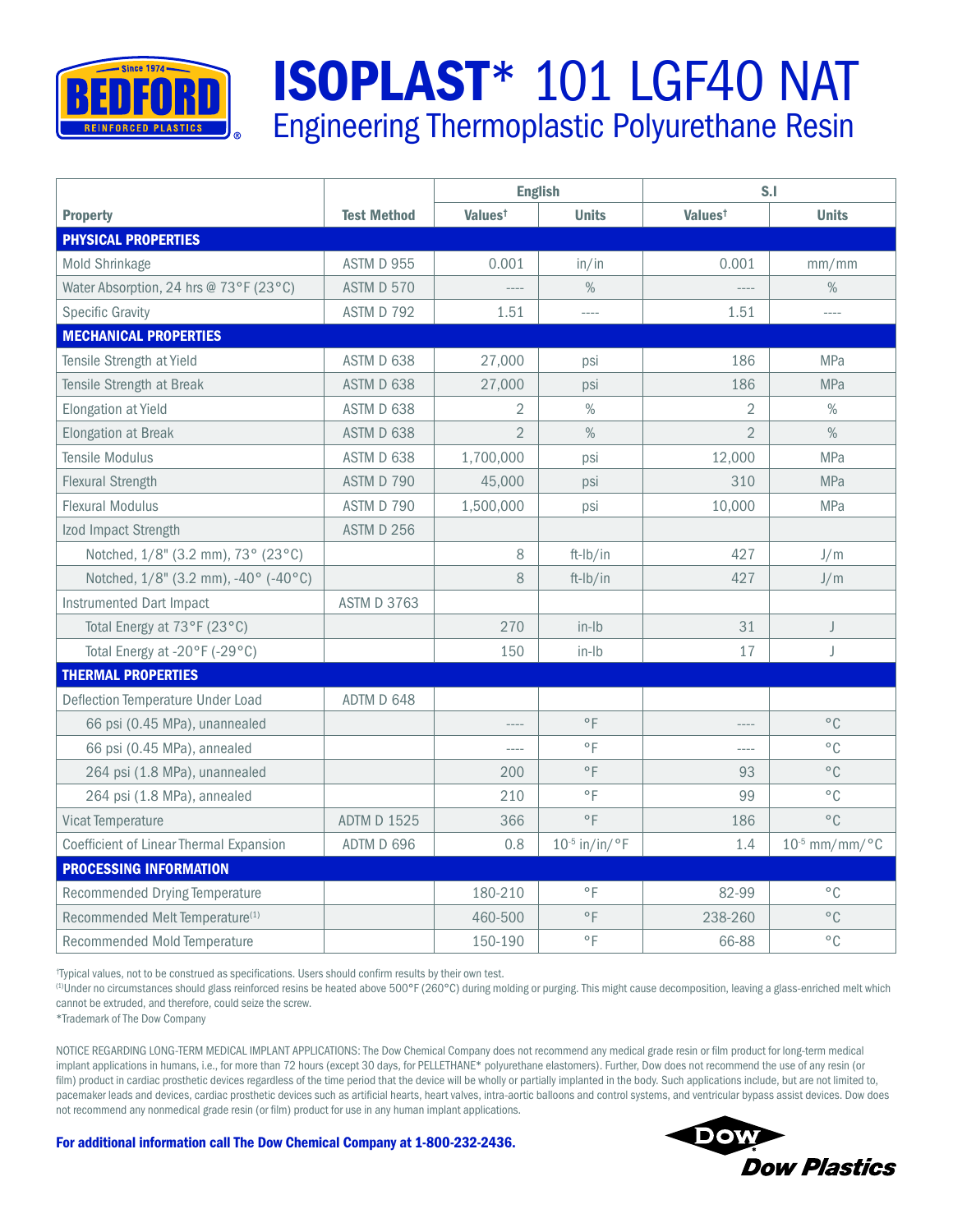# ISOPLAST* 101 LGF40 NAT

## Engineering Thermoplastic Polyurethane Resin

| Property | Test Method | English | | S.I | |
|---|---|---|---|---|---|
| | | Values† | Units | Values† | Units |
| **PHYSICAL PROPERTIES** | | | | | |
| Mold Shrinkage | ASTM D 955 | 0.001 | in/in | 0.001 | mm/mm |
| Water Absorption, 24 hrs @ 73°F (23°C) | ASTM D 570 | ---- | % | ---- | % |
| Specific Gravity | ASTM D 792 | 1.51 | ---- | 1.51 | ---- |
| **MECHANICAL PROPERTIES** | | | | | |
| Tensile Strength at Yield | ASTM D 638 | 27,000 | psi | 186 | MPa |
| Tensile Strength at Break | ASTM D 638 | 27,000 | psi | 186 | MPa |
| Elongation at Yield | ASTM D 638 | 2 | % | 2 | % |
| Elongation at Break | ASTM D 638 | 2 | % | 2 | % |
| Tensile Modulus | ASTM D 638 | 1,700,000 | psi | 12,000 | MPa |
| Flexural Strength | ASTM D 790 | 45,000 | psi | 310 | MPa |
| Flexural Modulus | ASTM D 790 | 1,500,000 | psi | 10,000 | MPa |
| Izod Impact Strength | ASTM D 256 | | | | |
| Notched, 1/8" (3.2 mm), 73° (23°C) | | 8 | ft-lb/in | 427 | J/m |
| Notched, 1/8" (3.2 mm), -40° (-40°C) | | 8 | ft-lb/in | 427 | J/m |
| Instrumented Dart Impact | ASTM D 3763 | | | | |
| Total Energy at 73°F (23°C) | | 270 | in-lb | 31 | J |
| Total Energy at -20°F (-29°C) | | 150 | in-lb | 17 | J |
| **THERMAL PROPERTIES** | | | | | |
| Deflection Temperature Under Load | ADTM D 648 | | | | |
| 66 psi (0.45 MPa), unannealed | | ---- | °F | ---- | °C |
| 66 psi (0.45 MPa), annealed | | ---- | °F | ---- | °C |
| 264 psi (1.8 MPa), unannealed | | 200 | °F | 93 | °C |
| 264 psi (1.8 MPa), annealed | | 210 | °F | 99 | °C |
| Vicat Temperature | ADTM D 1525 | 366 | °F | 186 | °C |
| Coefficient of Linear Thermal Expansion | ADTM D 696 | 0.8 | $10^{-5}$ in/in/°F | 1.4 | $10^{-5}$ mm/mm/°C |
| **PROCESSING INFORMATION** | | | | | |
| Recommended Drying Temperature | | 180-210 | °F | 82-99 | °C |
| Recommended Melt Temperature[(1)] | | 460-500 | °F | 238-260 | °C |
| Recommended Mold Temperature | | 150-190 | °F | 66-88 | °C |

†Typical values, not to be construed as specifications. Users should confirm results by their own test.

[(1)]Under no circumstances should glass reinforced resins be heated above 500°F (260°C) during molding or purging. This might cause decomposition, leaving a glass-enriched melt which cannot be extruded, and therefore, could seize the screw.

*Trademark of The Dow Company

NOTICE REGARDING LONG-TERM MEDICAL IMPLANT APPLICATIONS: The Dow Chemical Company does not recommend any medical grade resin or film product for long-term medical implant applications in humans, i.e., for more than 72 hours (except 30 days, for PELLETHANE* polyurethane elastomers). Further, Dow does not recommend the use of any resin (or film) product in cardiac prosthetic devices regardless of the time period that the device will be wholly or partially implanted in the body. Such applications include, but are not limited to, pacemaker leads and devices, cardiac prosthetic devices such as artificial hearts, heart valves, intra-aortic balloons and control systems, and ventricular bypass assist devices. Dow does not recommend any nonmedical grade resin (or film) product for use in any human implant applications.

**For additional information call The Dow Chemical Company at 1-800-232-2436.**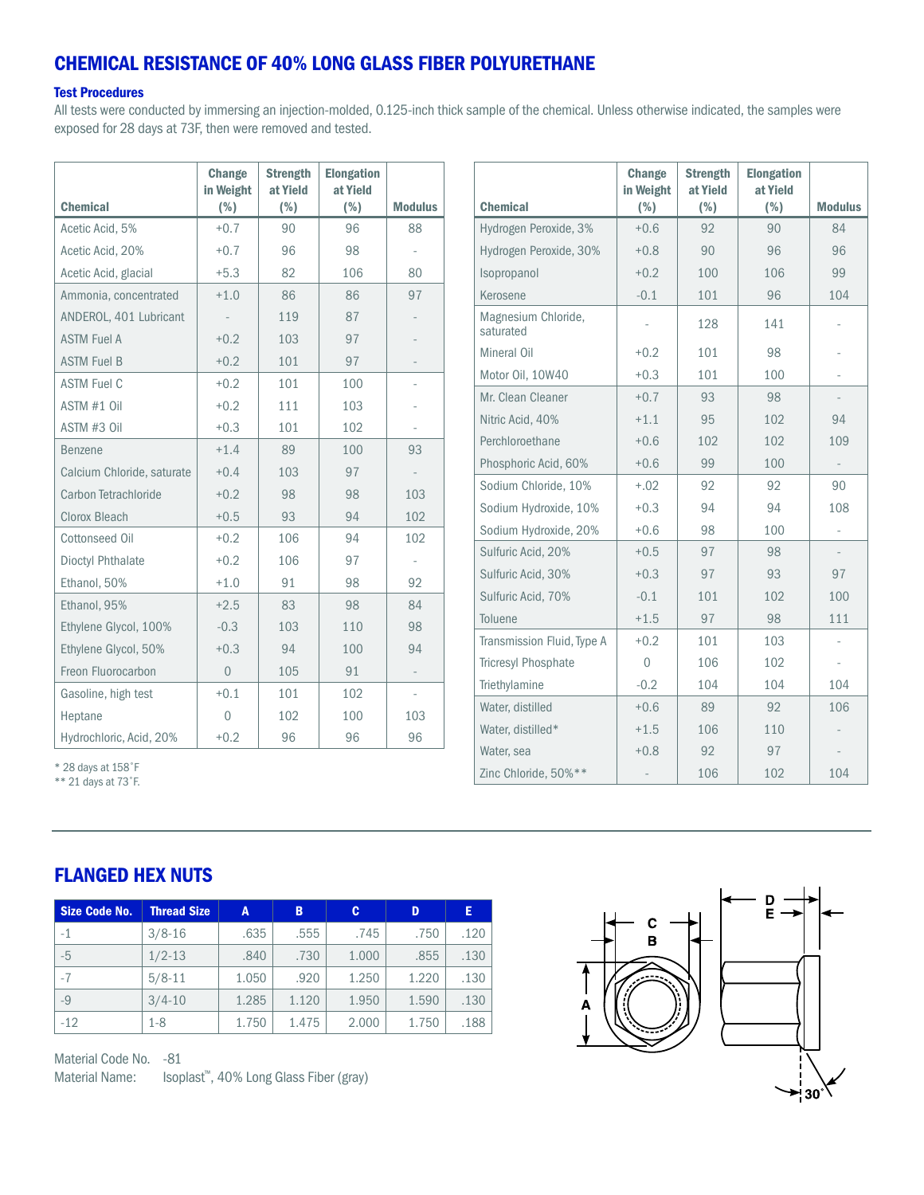# CHEMICAL RESISTANCE OF 40% LONG GLASS FIBER POLYURETHANE

### Test Procedures

All tests were conducted by immersing an injection-molded, 0.125-inch thick sample of the chemical. Unless otherwise indicated, the samples were exposed for 28 days at 73F, then were removed and tested.

| Chemical | Change in Weight (%) | Strength at Yield (%) | Elongation at Yield (%) | Modulus |
|---|---|---|---|---|
| Acetic Acid, 5% | +0.7 | 90 | 96 | 88 |
| Acetic Acid, 20% | +0.7 | 96 | 98 | - |
| Acetic Acid, glacial | +5.3 | 82 | 106 | 80 |
| Ammonia, concentrated | +1.0 | 86 | 86 | 97 |
| ANDEROL, 401 Lubricant | - | 119 | 87 | - |
| ASTM Fuel A | +0.2 | 103 | 97 | - |
| ASTM Fuel B | +0.2 | 101 | 97 | - |
| ASTM Fuel C | +0.2 | 101 | 100 | - |
| ASTM #1 Oil | +0.2 | 111 | 103 | - |
| ASTM #3 Oil | +0.3 | 101 | 102 | - |
| Benzene | +1.4 | 89 | 100 | 93 |
| Calcium Chloride, saturate | +0.4 | 103 | 97 | - |
| Carbon Tetrachloride | +0.2 | 98 | 98 | 103 |
| Clorox Bleach | +0.5 | 93 | 94 | 102 |
| Cottonseed Oil | +0.2 | 106 | 94 | 102 |
| Dioctyl Phthalate | +0.2 | 106 | 97 | - |
| Ethanol, 50% | +1.0 | 91 | 98 | 92 |
| Ethanol, 95% | +2.5 | 83 | 98 | 84 |
| Ethylene Glycol, 100% | -0.3 | 103 | 110 | 98 |
| Ethylene Glycol, 50% | +0.3 | 94 | 100 | 94 |
| Freon Fluorocarbon | 0 | 105 | 91 | - |
| Gasoline, high test | +0.1 | 101 | 102 | - |
| Heptane | 0 | 102 | 100 | 103 |
| Hydrochloric, Acid, 20% | +0.2 | 96 | 96 | 96 |

\* 28 days at 158˚F
\*\* 21 days at 73˚F.

| Chemical | Change in Weight (%) | Strength at Yield (%) | Elongation at Yield (%) | Modulus |
|---|---|---|---|---|
| Hydrogen Peroxide, 3% | +0.6 | 92 | 90 | 84 |
| Hydrogen Peroxide, 30% | +0.8 | 90 | 96 | 96 |
| Isopropanol | +0.2 | 100 | 106 | 99 |
| Kerosene | -0.1 | 101 | 96 | 104 |
| Magnesium Chloride, saturated | - | 128 | 141 | - |
| Mineral Oil | +0.2 | 101 | 98 | - |
| Motor Oil, 10W40 | +0.3 | 101 | 100 | - |
| Mr. Clean Cleaner | +0.7 | 93 | 98 | - |
| Nitric Acid, 40% | +1.1 | 95 | 102 | 94 |
| Perchloroethane | +0.6 | 102 | 102 | 109 |
| Phosphoric Acid, 60% | +0.6 | 99 | 100 | - |
| Sodium Chloride, 10% | +.02 | 92 | 92 | 90 |
| Sodium Hydroxide, 10% | +0.3 | 94 | 94 | 108 |
| Sodium Hydroxide, 20% | +0.6 | 98 | 100 | - |
| Sulfuric Acid, 20% | +0.5 | 97 | 98 | - |
| Sulfuric Acid, 30% | +0.3 | 97 | 93 | 97 |
| Sulfuric Acid, 70% | -0.1 | 101 | 102 | 100 |
| Toluene | +1.5 | 97 | 98 | 111 |
| Transmission Fluid, Type A | +0.2 | 101 | 103 | - |
| Tricresyl Phosphate | 0 | 106 | 102 | - |
| Triethylamine | -0.2 | 104 | 104 | 104 |
| Water, distilled | +0.6 | 89 | 92 | 106 |
| Water, distilled* | +1.5 | 106 | 110 | - |
| Water, sea | +0.8 | 92 | 97 | - |
| Zinc Chloride, 50%** | - | 106 | 102 | 104 |

# FLANGED HEX NUTS

| Size Code No. | Thread Size | A | B | C | D | E |
|---|---|---|---|---|---|---|
| -1 | 3/8-16 | .635 | .555 | .745 | .750 | .120 |
| -5 | 1/2-13 | .840 | .730 | 1.000 | .855 | .130 |
| -7 | 5/8-11 | 1.050 | .920 | 1.250 | 1.220 | .130 |
| -9 | 3/4-10 | 1.285 | 1.120 | 1.950 | 1.590 | .130 |
| -12 | 1-8 | 1.750 | 1.475 | 2.000 | 1.750 | .188 |

Material Code No. -81
Material Name: Isoplast™, 40% Long Glass Fiber (gray)

C
B
A
D
E
30˚